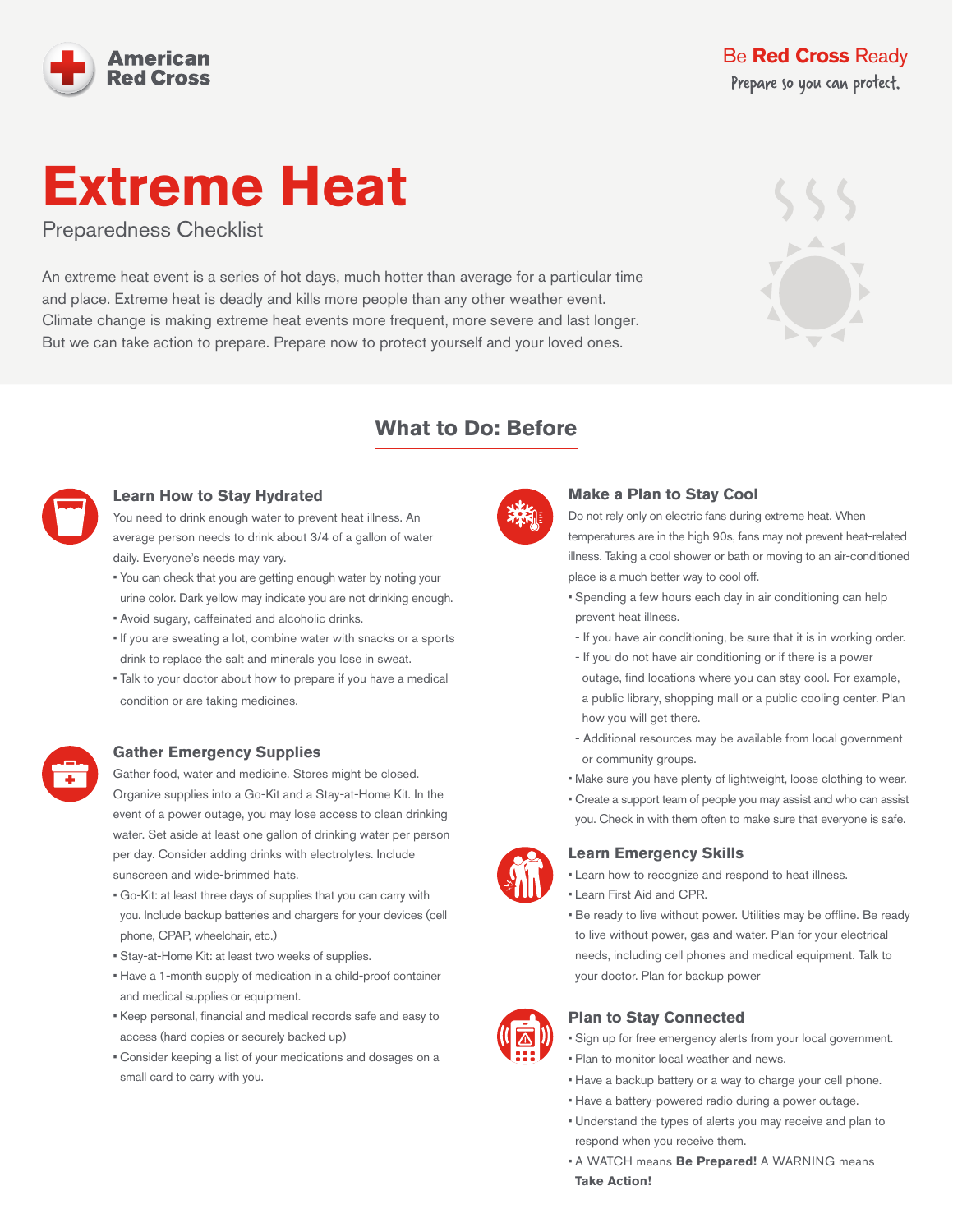American Red Cross

Be **Red Cross** Ready
Prepare so you can protect.

# Extreme Heat

Preparedness Checklist

An extreme heat event is a series of hot days, much hotter than average for a particular time and place. Extreme heat is deadly and kills more people than any other weather event. Climate change is making extreme heat events more frequent, more severe and last longer. But we can take action to prepare. Prepare now to protect yourself and your loved ones.

## What to Do: Before

### Learn How to Stay Hydrated

You need to drink enough water to prevent heat illness. An average person needs to drink about 3/4 of a gallon of water daily. Everyone's needs may vary.

- You can check that you are getting enough water by noting your urine color. Dark yellow may indicate you are not drinking enough.
- Avoid sugary, caffeinated and alcoholic drinks.
- If you are sweating a lot, combine water with snacks or a sports drink to replace the salt and minerals you lose in sweat.
- Talk to your doctor about how to prepare if you have a medical condition or are taking medicines.

### Gather Emergency Supplies

Gather food, water and medicine. Stores might be closed. Organize supplies into a Go-Kit and a Stay-at-Home Kit. In the event of a power outage, you may lose access to clean drinking water. Set aside at least one gallon of drinking water per person per day. Consider adding drinks with electrolytes. Include sunscreen and wide-brimmed hats.

- Go-Kit: at least three days of supplies that you can carry with you. Include backup batteries and chargers for your devices (cell phone, CPAP, wheelchair, etc.)
- Stay-at-Home Kit: at least two weeks of supplies.
- Have a 1-month supply of medication in a child-proof container and medical supplies or equipment.
- Keep personal, financial and medical records safe and easy to access (hard copies or securely backed up)
- Consider keeping a list of your medications and dosages on a small card to carry with you.

### Make a Plan to Stay Cool

Do not rely only on electric fans during extreme heat. When temperatures are in the high 90s, fans may not prevent heat-related illness. Taking a cool shower or bath or moving to an air-conditioned place is a much better way to cool off.

- Spending a few hours each day in air conditioning can help prevent heat illness.
  - If you have air conditioning, be sure that it is in working order.
  - If you do not have air conditioning or if there is a power outage, find locations where you can stay cool. For example, a public library, shopping mall or a public cooling center. Plan how you will get there.
  - Additional resources may be available from local government or community groups.
- Make sure you have plenty of lightweight, loose clothing to wear.
- Create a support team of people you may assist and who can assist you. Check in with them often to make sure that everyone is safe.

### Learn Emergency Skills

- Learn how to recognize and respond to heat illness.
- Learn First Aid and CPR.
- Be ready to live without power. Utilities may be offline. Be ready to live without power, gas and water. Plan for your electrical needs, including cell phones and medical equipment. Talk to your doctor. Plan for backup power

### Plan to Stay Connected

- Sign up for free emergency alerts from your local government.
- Plan to monitor local weather and news.
- Have a backup battery or a way to charge your cell phone.
- Have a battery-powered radio during a power outage.
- Understand the types of alerts you may receive and plan to respond when you receive them.
- A WATCH means **Be Prepared!** A WARNING means **Take Action!**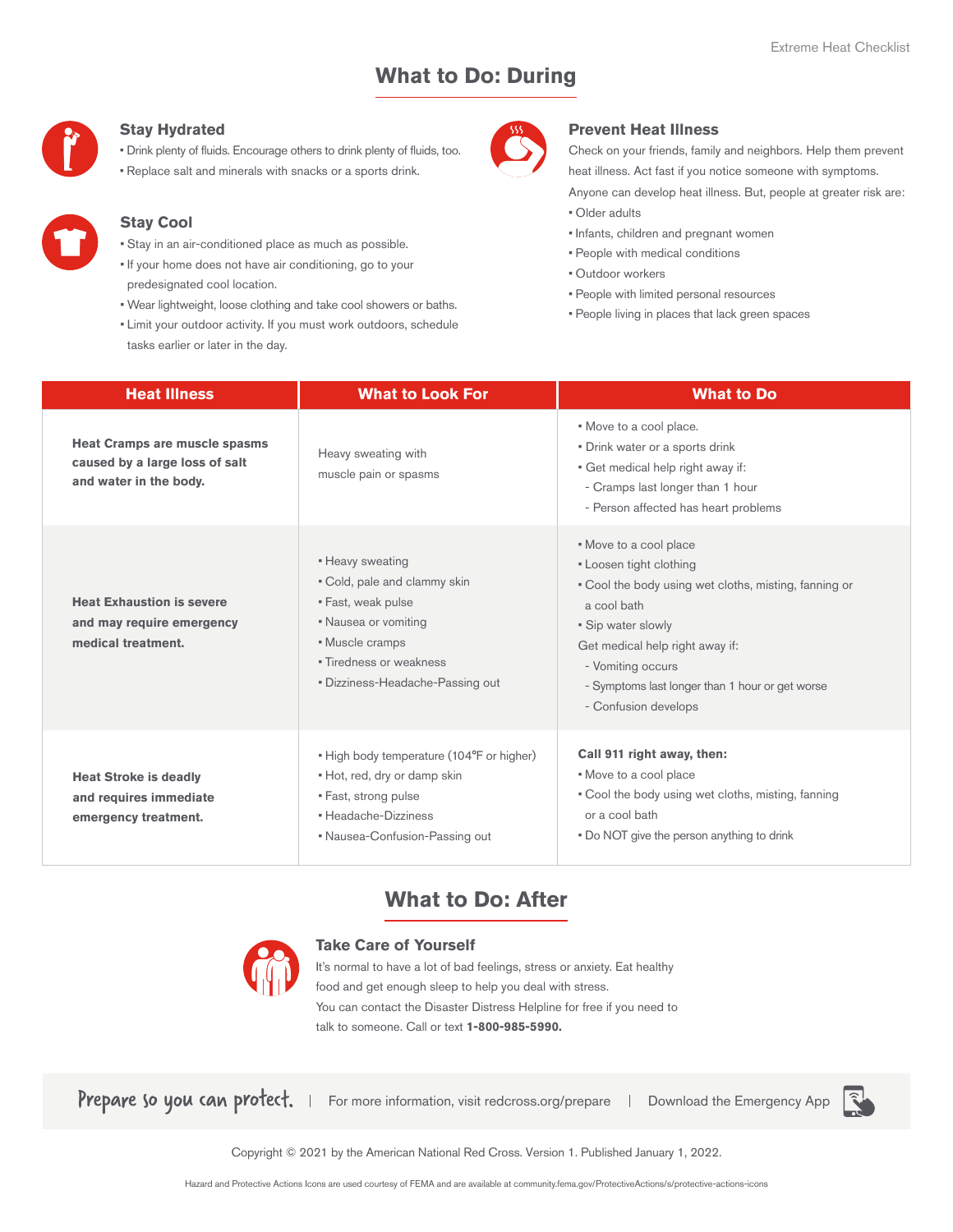## What to Do: During

### Stay Hydrated

- Drink plenty of fluids. Encourage others to drink plenty of fluids, too.
- Replace salt and minerals with snacks or a sports drink.

### Stay Cool

- Stay in an air-conditioned place as much as possible.
- If your home does not have air conditioning, go to your predesignated cool location.
- Wear lightweight, loose clothing and take cool showers or baths.
- Limit your outdoor activity. If you must work outdoors, schedule tasks earlier or later in the day.

### Prevent Heat Illness

Check on your friends, family and neighbors. Help them prevent heat illness. Act fast if you notice someone with symptoms.

Anyone can develop heat illness. But, people at greater risk are:

- Older adults
- Infants, children and pregnant women
- People with medical conditions
- Outdoor workers
- People with limited personal resources
- People living in places that lack green spaces

| Heat Illness | What to Look For | What to Do |
|---|---|---|
| **Heat Cramps are muscle spasms caused by a large loss of salt and water in the body.** | Heavy sweating with muscle pain or spasms | • Move to a cool place.<br>• Drink water or a sports drink<br>• Get medical help right away if:<br>- Cramps last longer than 1 hour<br>- Person affected has heart problems |
| **Heat Exhaustion is severe and may require emergency medical treatment.** | • Heavy sweating<br>• Cold, pale and clammy skin<br>• Fast, weak pulse<br>• Nausea or vomiting<br>• Muscle cramps<br>• Tiredness or weakness<br>• Dizziness-Headache-Passing out | • Move to a cool place<br>• Loosen tight clothing<br>• Cool the body using wet cloths, misting, fanning or a cool bath<br>• Sip water slowly<br>Get medical help right away if:<br>- Vomiting occurs<br>- Symptoms last longer than 1 hour or get worse<br>- Confusion develops |
| **Heat Stroke is deadly and requires immediate emergency treatment.** | • High body temperature (104°F or higher)<br>• Hot, red, dry or damp skin<br>• Fast, strong pulse<br>• Headache-Dizziness<br>• Nausea-Confusion-Passing out | **Call 911 right away, then:**<br>• Move to a cool place<br>• Cool the body using wet cloths, misting, fanning or a cool bath<br>• Do NOT give the person anything to drink |

## What to Do: After

### Take Care of Yourself

It's normal to have a lot of bad feelings, stress or anxiety. Eat healthy food and get enough sleep to help you deal with stress.

You can contact the Disaster Distress Helpline for free if you need to talk to someone. Call or text **1-800-985-5990.**

Prepare so you can protect. | For more information, visit redcross.org/prepare | Download the Emergency App

Copyright © 2021 by the American National Red Cross. Version 1. Published January 1, 2022.

Hazard and Protective Actions Icons are used courtesy of FEMA and are available at community.fema.gov/ProtectiveActions/s/protective-actions-icons